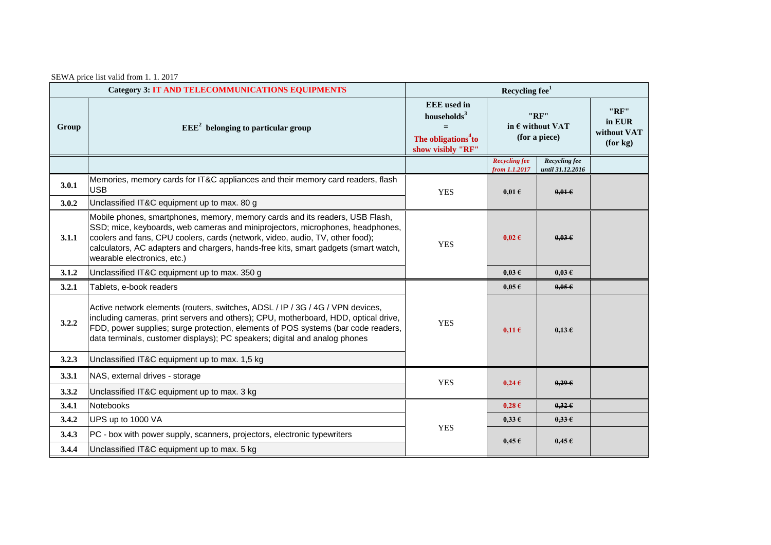SEWA price list valid from 1. 1. 2017

| Category 3: IT AND TELECOMMUNICATIONS EQUIPMENTS | | Recycling fee[1] | | | |
|---|---|---|---|---|---|
| Group | EEE[2] belonging to particular group | EEE used in households[3] = The obligations[4] to show visibly "RF" | "RF" in € without VAT (for a piece) | | "RF" in EUR without VAT (for kg) |
| | | | *Recycling fee from 1.1.2017* | *Recycling fee until 31.12.2016* | |
| **3.0.1** | Memories, memory cards for IT&C appliances and their memory card readers, flash USB | YES | 0,01 € | ~~0,01 €~~ | |
| **3.0.2** | Unclassified IT&C equipment up to max. 80 g | | | | |
| **3.1.1** | Mobile phones, smartphones, memory, memory cards and its readers, USB Flash, SSD; mice, keyboards, web cameras and miniprojectors, microphones, headphones, coolers and fans, CPU coolers, cards (network, video, audio, TV, other food); calculators, AC adapters and chargers, hands-free kits, smart gadgets (smart watch, wearable electronics, etc.) | YES | 0,02 € | ~~0,03 €~~ | |
| **3.1.2** | Unclassified IT&C equipment up to max. 350 g | | 0,03 € | ~~0,03 €~~ | |
| **3.2.1** | Tablets, e-book readers | YES | 0,05 € | ~~0,05 €~~ | |
| **3.2.2** | Active network elements (routers, switches, ADSL / IP / 3G / 4G / VPN devices, including cameras, print servers and others); CPU, motherboard, HDD, optical drive, FDD, power supplies; surge protection, elements of POS systems (bar code readers, data terminals, customer displays); PC speakers; digital and analog phones | | 0,11 € | ~~0,13 €~~ | |
| **3.2.3** | Unclassified IT&C equipment up to max. 1,5 kg | | | | |
| **3.3.1** | NAS, external drives - storage | YES | 0,24 € | ~~0,29 €~~ | |
| **3.3.2** | Unclassified IT&C equipment up to max. 3 kg | | | | |
| **3.4.1** | Notebooks | YES | 0,28 € | ~~0,32 €~~ | |
| **3.4.2** | UPS up to 1000 VA | | 0,33 € | ~~0,33 €~~ | |
| **3.4.3** | PC - box with power supply, scanners, projectors, electronic typewriters | | 0,45 € | ~~0,45 €~~ | |
| **3.4.4** | Unclassified IT&C equipment up to max. 5 kg | | | | |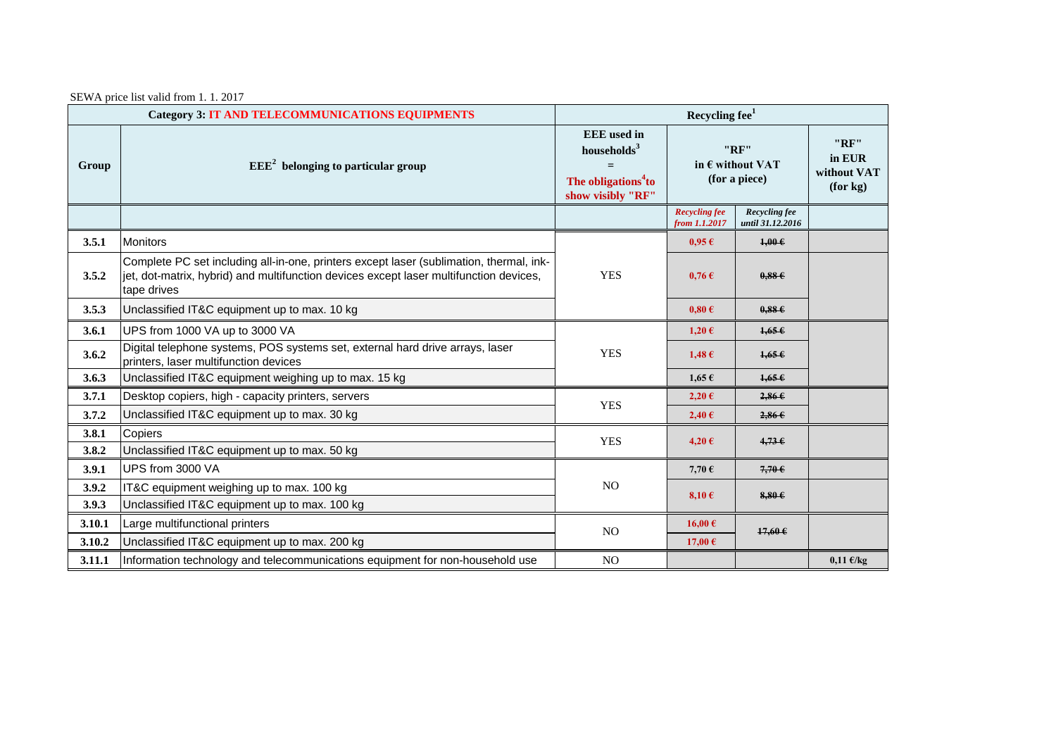SEWA price list valid from 1. 1. 2017

| Category 3: IT AND TELECOMMUNICATIONS EQUIPMENTS | | Recycling fee[1] | | | |
|---|---|---|---|---|---|
| Group | EEE[2] belonging to particular group | EEE used in households[3] = The obligations[4] to show visibly "RF" | "RF" in € without VAT (for a piece) | | "RF" in EUR without VAT (for kg) |
| | | | *Recycling fee from 1.1.2017* | *Recycling fee until 31.12.2016* | |
| **3.5.1** | Monitors | YES | 0,95 € | ~~1,00 €~~ | |
| **3.5.2** | Complete PC set including all-in-one, printers except laser (sublimation, thermal, ink-jet, dot-matrix, hybrid) and multifunction devices except laser multifunction devices, tape drives | | 0,76 € | ~~0,88 €~~ | |
| **3.5.3** | Unclassified IT&C equipment up to max. 10 kg | | 0,80 € | ~~0,88 €~~ | |
| **3.6.1** | UPS from 1000 VA up to 3000 VA | YES | 1,20 € | ~~1,65 €~~ | |
| **3.6.2** | Digital telephone systems, POS systems set, external hard drive arrays, laser printers, laser multifunction devices | | 1,48 € | ~~1,65 €~~ | |
| **3.6.3** | Unclassified IT&C equipment weighing up to max. 15 kg | | 1,65 € | ~~1,65 €~~ | |
| **3.7.1** | Desktop copiers, high - capacity printers, servers | YES | 2,20 € | ~~2,86 €~~ | |
| **3.7.2** | Unclassified IT&C equipment up to max. 30 kg | | 2,40 € | ~~2,86 €~~ | |
| **3.8.1** | Copiers | YES | 4,20 € | ~~4,73 €~~ | |
| **3.8.2** | Unclassified IT&C equipment up to max. 50 kg | | | | |
| **3.9.1** | UPS from 3000 VA | NO | 7,70 € | ~~7,70 €~~ | |
| **3.9.2** | IT&C equipment weighing up to max. 100 kg | | 8,10 € | ~~8,80 €~~ | |
| **3.9.3** | Unclassified IT&C equipment up to max. 100 kg | | | | |
| **3.10.1** | Large multifunctional printers | NO | 16,00 € | ~~17,60 €~~ | |
| **3.10.2** | Unclassified IT&C equipment up to max. 200 kg | | 17,00 € | | |
| **3.11.1** | Information technology and telecommunications equipment for non-household use | NO | | | 0,11 €/kg |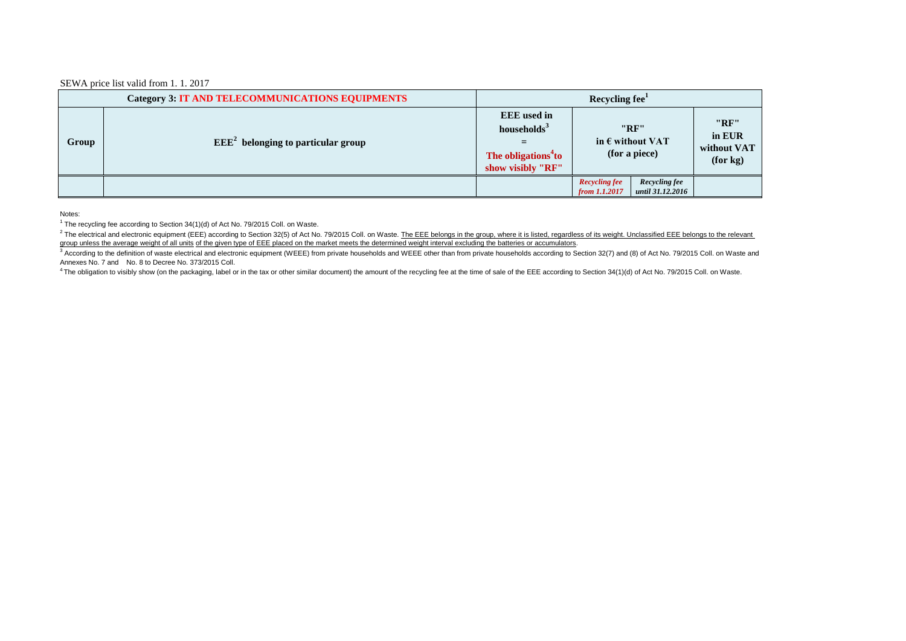SEWA price list valid from 1. 1. 2017

| Category 3: IT AND TELECOMMUNICATIONS EQUIPMENTS | | Recycling fee[1] | | | |
|---|---|---|---|---|---|
| Group | EEE[2] belonging to particular group | EEE used in households[3] = The obligations[4] to show visibly "RF" | "RF" in € without VAT (for a piece) | | "RF" in EUR without VAT (for kg) |
| | | | *Recycling fee from 1.1.2017* | *Recycling fee until 31.12.2016* | |

Notes:

[1] The recycling fee according to Section 34(1)(d) of Act No. 79/2015 Coll. on Waste.

[2] The electrical and electronic equipment (EEE) according to Section 32(5) of Act No. 79/2015 Coll. on Waste. The EEE belongs in the group, where it is listed, regardless of its weight. Unclassified EEE belongs to the relevant group unless the average weight of all units of the given type of EEE placed on the market meets the determined weight interval excluding the batteries or accumulators.

[3] According to the definition of waste electrical and electronic equipment (WEEE) from private households and WEEE other than from private households according to Section 32(7) and (8) of Act No. 79/2015 Coll. on Waste and Annexes No. 7 and No. 8 to Decree No. 373/2015 Coll.

[4] The obligation to visibly show (on the packaging, label or in the tax or other similar document) the amount of the recycling fee at the time of sale of the EEE according to Section 34(1)(d) of Act No. 79/2015 Coll. on Waste.